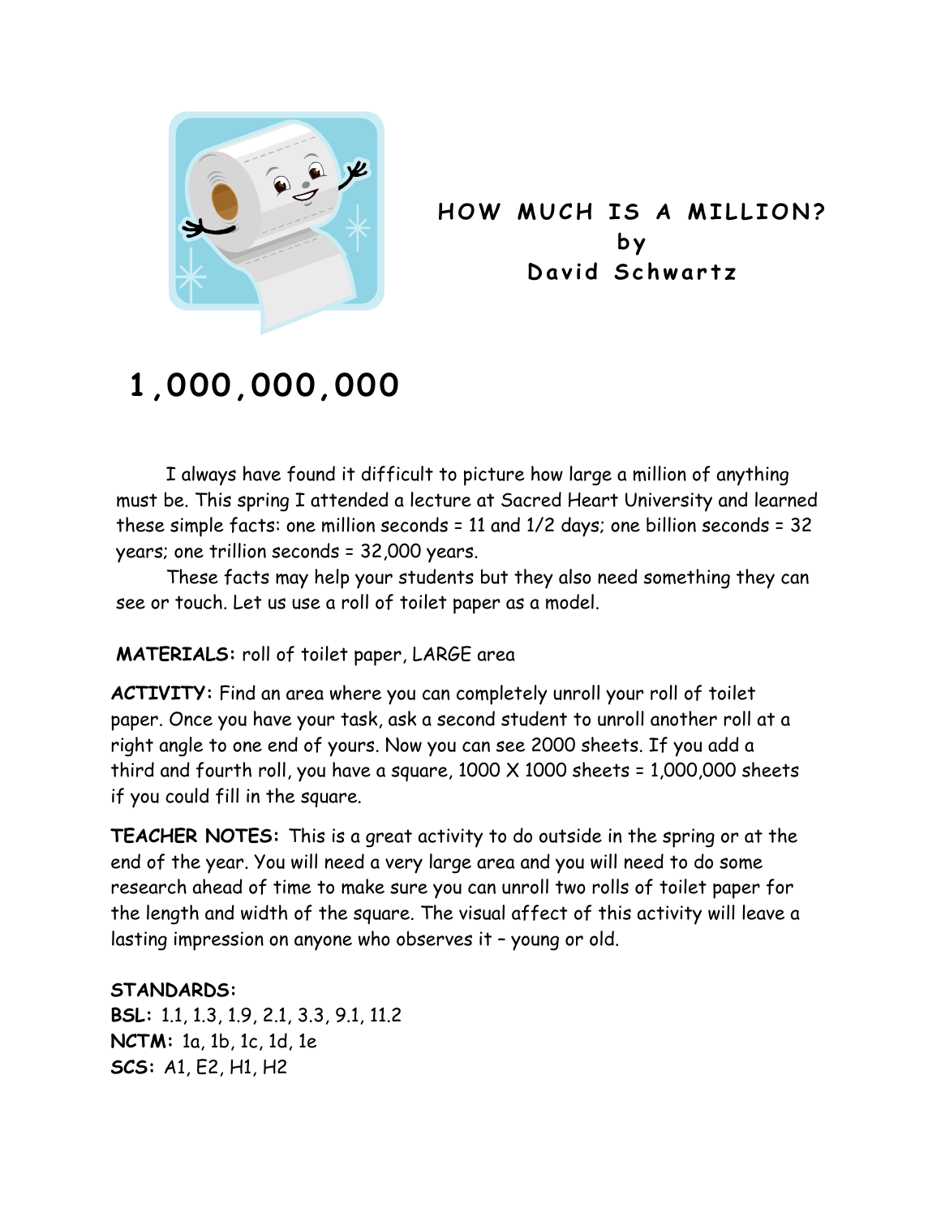# HOW MUCH IS A MILLION?
by
David Schwartz

## 1,000,000,000

I always have found it difficult to picture how large a million of anything must be. This spring I attended a lecture at Sacred Heart University and learned these simple facts: one million seconds = 11 and 1/2 days; one billion seconds = 32 years; one trillion seconds = 32,000 years.

These facts may help your students but they also need something they can see or touch. Let us use a roll of toilet paper as a model.

**MATERIALS:** roll of toilet paper, LARGE area

**ACTIVITY:** Find an area where you can completely unroll your roll of toilet paper. Once you have your task, ask a second student to unroll another roll at a right angle to one end of yours. Now you can see 2000 sheets. If you add a third and fourth roll, you have a square, 1000 X 1000 sheets = 1,000,000 sheets if you could fill in the square.

**TEACHER NOTES:** This is a great activity to do outside in the spring or at the end of the year. You will need a very large area and you will need to do some research ahead of time to make sure you can unroll two rolls of toilet paper for the length and width of the square. The visual affect of this activity will leave a lasting impression on anyone who observes it – young or old.

**STANDARDS:**
**BSL:** 1.1, 1.3, 1.9, 2.1, 3.3, 9.1, 11.2
**NCTM:** 1a, 1b, 1c, 1d, 1e
**SCS:** A1, E2, H1, H2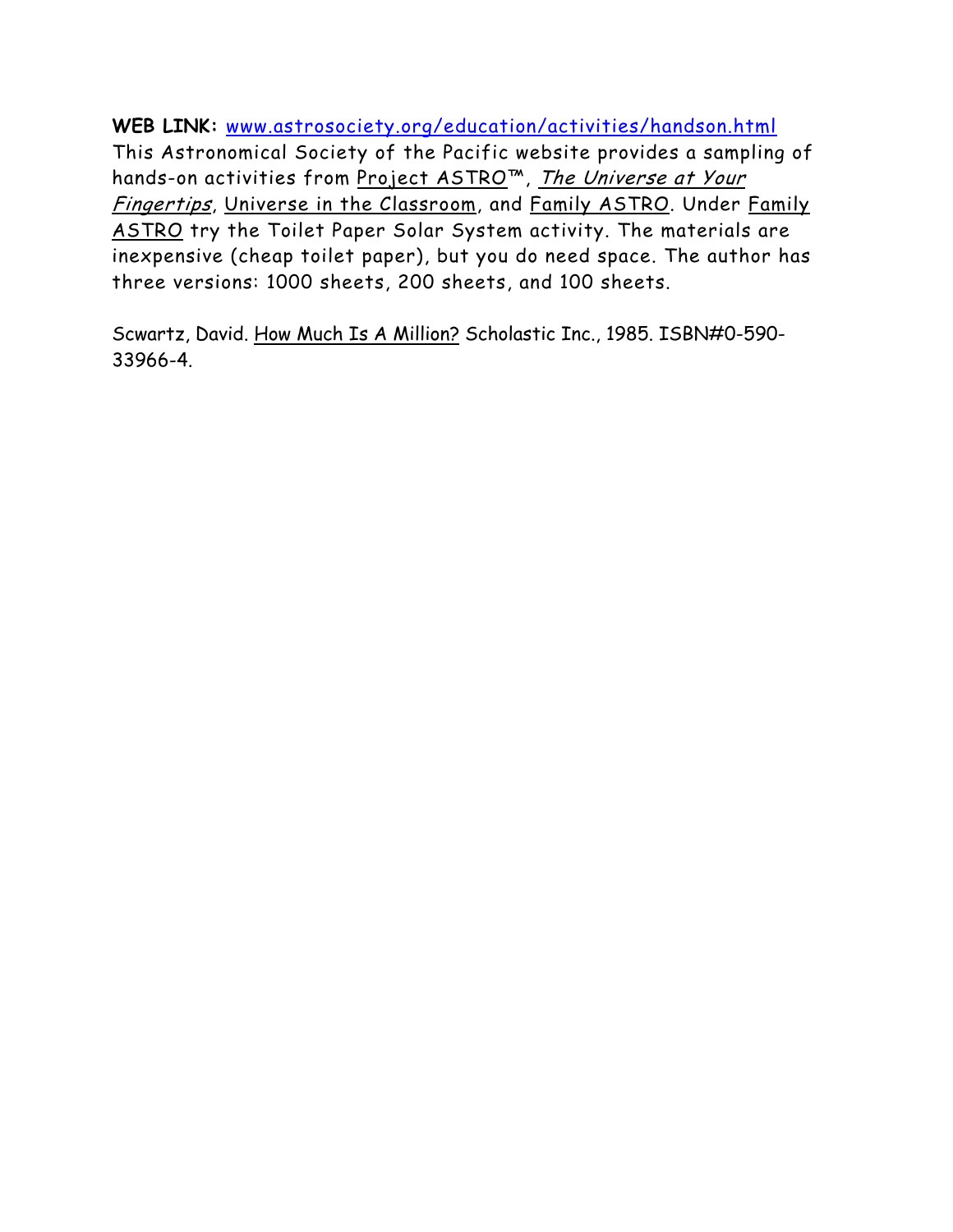**WEB LINK:** [www.astrosociety.org/education/activities/handson.html](www.astrosociety.org/education/activities/handson.html)
This Astronomical Society of the Pacific website provides a sampling of hands-on activities from Project ASTRO™, *The Universe at Your Fingertips*, Universe in the Classroom, and Family ASTRO. Under Family ASTRO try the Toilet Paper Solar System activity. The materials are inexpensive (cheap toilet paper), but you do need space. The author has three versions: 1000 sheets, 200 sheets, and 100 sheets.

Scwartz, David. How Much Is A Million? Scholastic Inc., 1985. ISBN#0-590-33966-4.